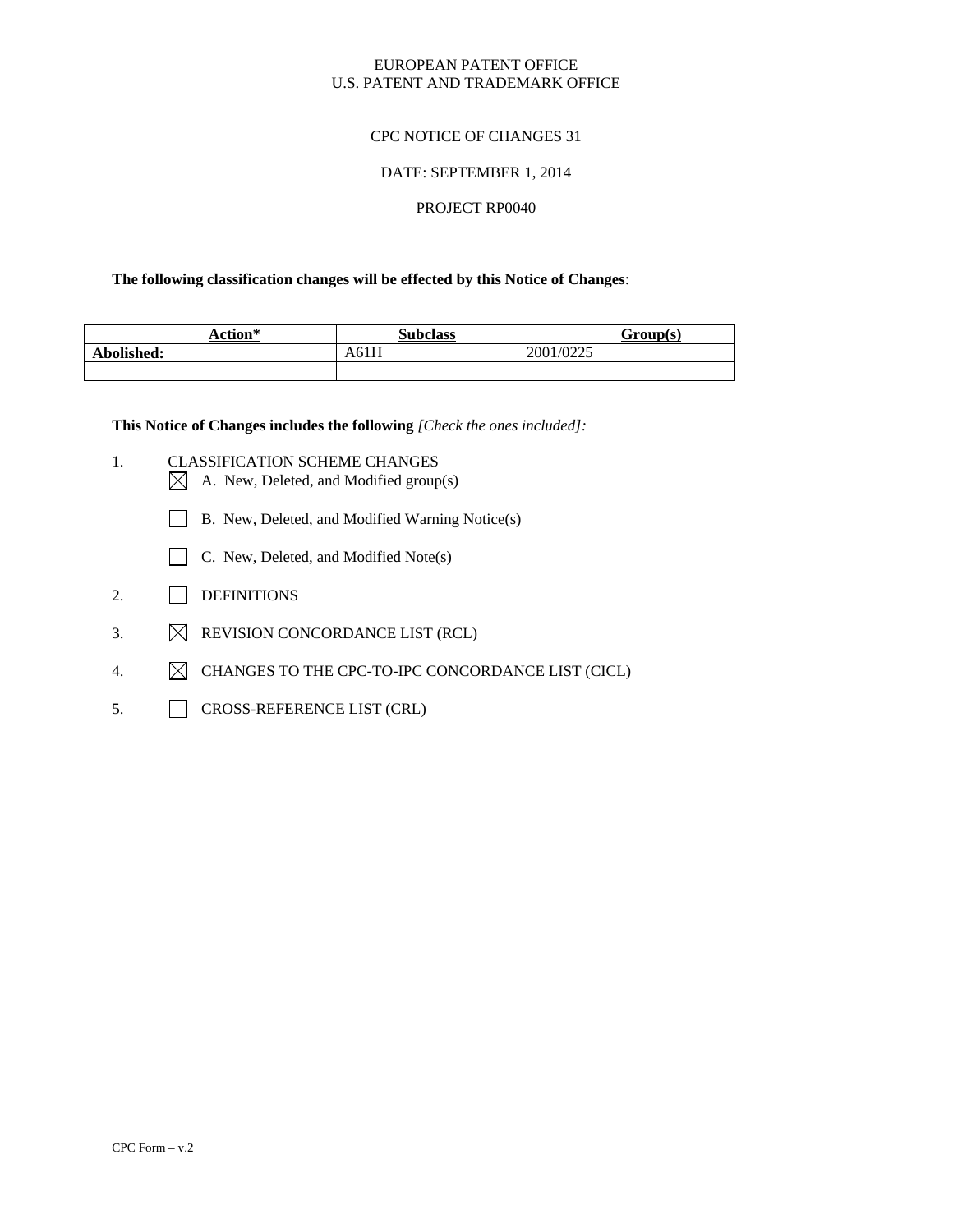EUROPEAN PATENT OFFICE
U.S. PATENT AND TRADEMARK OFFICE

CPC NOTICE OF CHANGES 31

DATE: SEPTEMBER 1, 2014

PROJECT RP0040

**The following classification changes will be effected by this Notice of Changes**:

| Action* | Subclass | Group(s) |
|---|---|---|
| **Abolished:** | A61H | 2001/0225 |
| | | |

**This Notice of Changes includes the following** *[Check the ones included]:*

1. CLASSIFICATION SCHEME CHANGES
   - ☒ A. New, Deleted, and Modified group(s)
   - ☐ B. New, Deleted, and Modified Warning Notice(s)
   - ☐ C. New, Deleted, and Modified Note(s)
2. ☐ DEFINITIONS
3. ☒ REVISION CONCORDANCE LIST (RCL)
4. ☒ CHANGES TO THE CPC-TO-IPC CONCORDANCE LIST (CICL)
5. ☐ CROSS-REFERENCE LIST (CRL)

CPC Form – v.2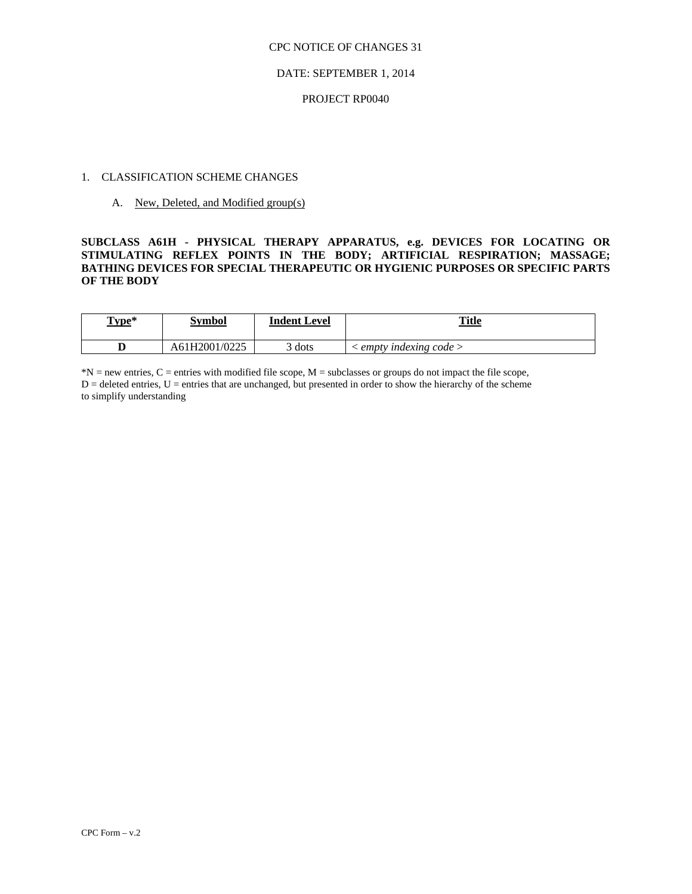CPC NOTICE OF CHANGES 31

DATE: SEPTEMBER 1, 2014

PROJECT RP0040

1. CLASSIFICATION SCHEME CHANGES

   A. New, Deleted, and Modified group(s)

**SUBCLASS A61H - PHYSICAL THERAPY APPARATUS, e.g. DEVICES FOR LOCATING OR STIMULATING REFLEX POINTS IN THE BODY; ARTIFICIAL RESPIRATION; MASSAGE; BATHING DEVICES FOR SPECIAL THERAPEUTIC OR HYGIENIC PURPOSES OR SPECIFIC PARTS OF THE BODY**

| Type* | Symbol | Indent Level | Title |
|---|---|---|---|
| **D** | A61H2001/0225 | 3 dots | < *empty indexing code* > |

*N = new entries, C = entries with modified file scope, M = subclasses or groups do not impact the file scope, D = deleted entries, U = entries that are unchanged, but presented in order to show the hierarchy of the scheme to simplify understanding

CPC Form – v.2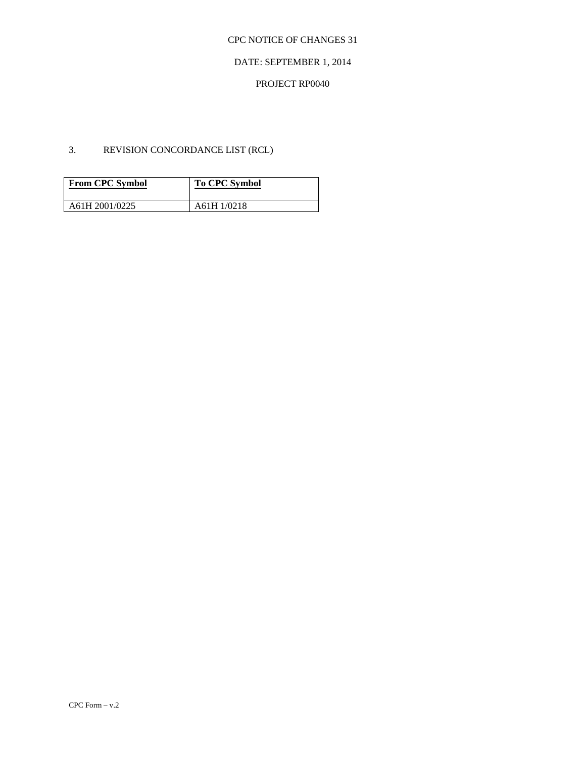CPC NOTICE OF CHANGES 31

DATE: SEPTEMBER 1, 2014

PROJECT RP0040

3. REVISION CONCORDANCE LIST (RCL)

| **From CPC Symbol** | **To CPC Symbol** |
| --- | --- |
| A61H 2001/0225 | A61H 1/0218 |

CPC Form – v.2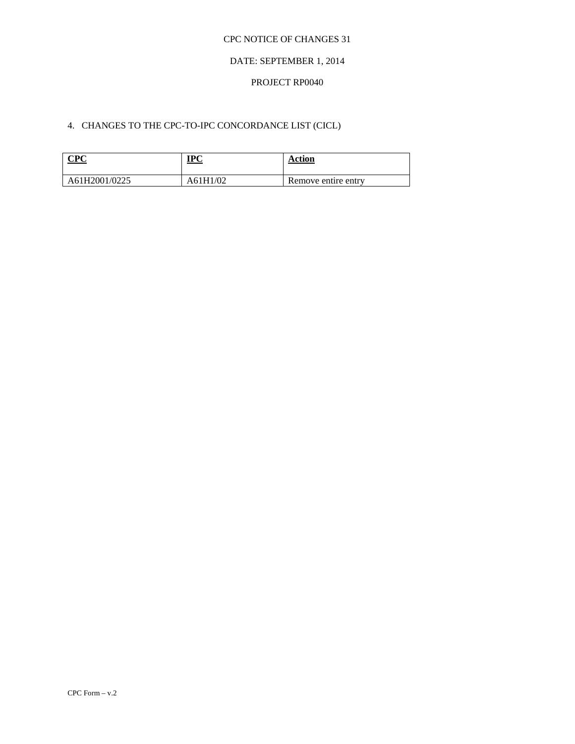CPC NOTICE OF CHANGES 31

DATE: SEPTEMBER 1, 2014

PROJECT RP0040

4. CHANGES TO THE CPC-TO-IPC CONCORDANCE LIST (CICL)

| **CPC** | **IPC** | **Action** |
|---|---|---|
| A61H2001/0225 | A61H1/02 | Remove entire entry |

CPC Form – v.2